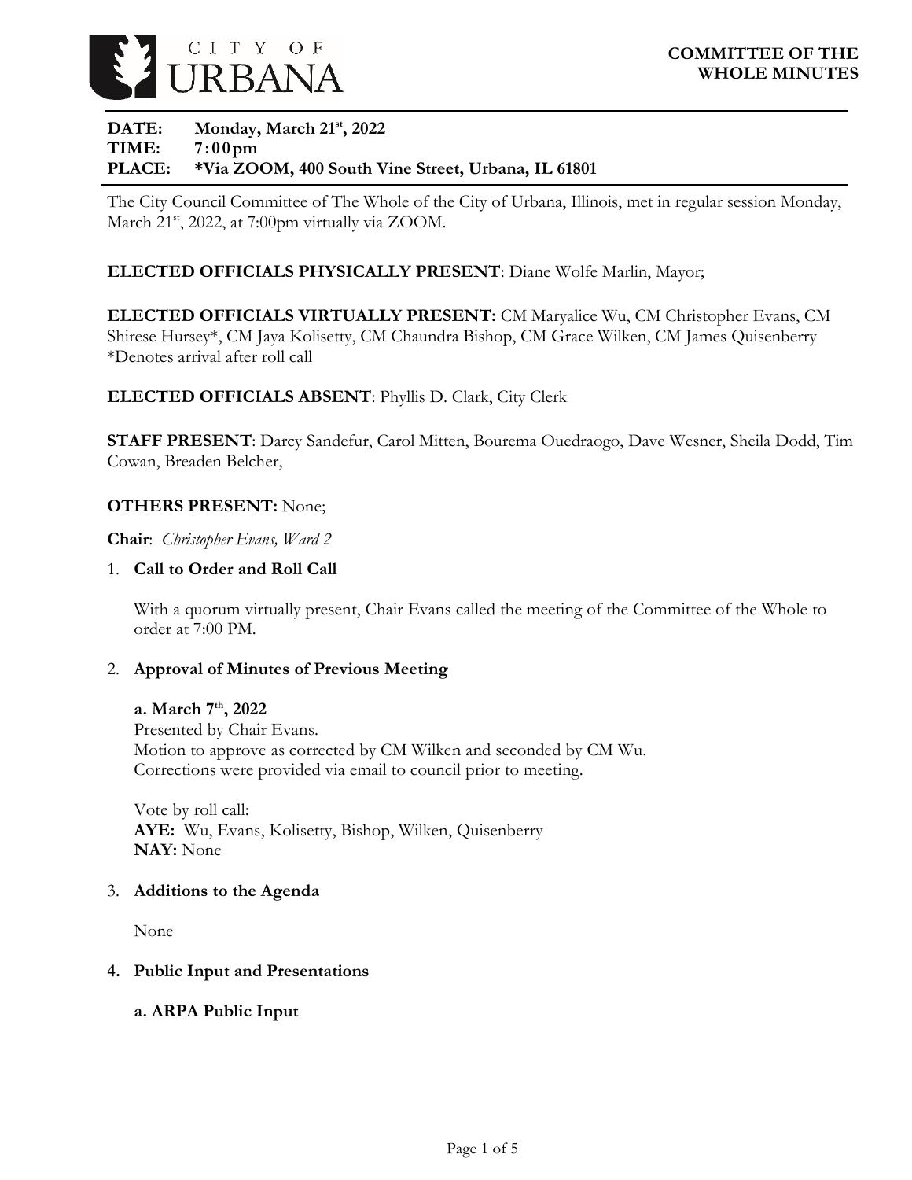CITY OF URBANA

# COMMITTEE OF THE WHOLE MINUTES

**DATE:** **Monday, March 21st, 2022**
**TIME:** **7:00pm**
**PLACE:** **\*Via ZOOM, 400 South Vine Street, Urbana, IL 61801**

The City Council Committee of The Whole of the City of Urbana, Illinois, met in regular session Monday, March 21st, 2022, at 7:00pm virtually via ZOOM.

**ELECTED OFFICIALS PHYSICALLY PRESENT**: Diane Wolfe Marlin, Mayor;

**ELECTED OFFICIALS VIRTUALLY PRESENT:** CM Maryalice Wu, CM Christopher Evans, CM Shirese Hursey\*, CM Jaya Kolisetty, CM Chaundra Bishop, CM Grace Wilken, CM James Quisenberry
\*Denotes arrival after roll call

**ELECTED OFFICIALS ABSENT**: Phyllis D. Clark, City Clerk

**STAFF PRESENT**: Darcy Sandefur, Carol Mitten, Bourema Ouedraogo, Dave Wesner, Sheila Dodd, Tim Cowan, Breaden Belcher,

**OTHERS PRESENT:** None;

**Chair**: *Christopher Evans, Ward 2*

1. **Call to Order and Roll Call**

   With a quorum virtually present, Chair Evans called the meeting of the Committee of the Whole to order at 7:00 PM.

2. **Approval of Minutes of Previous Meeting**

   **a. March 7th, 2022**
   Presented by Chair Evans.
   Motion to approve as corrected by CM Wilken and seconded by CM Wu.
   Corrections were provided via email to council prior to meeting.

   Vote by roll call:
   **AYE:** Wu, Evans, Kolisetty, Bishop, Wilken, Quisenberry
   **NAY:** None

3. **Additions to the Agenda**

   None

4. **Public Input and Presentations**

   **a. ARPA Public Input**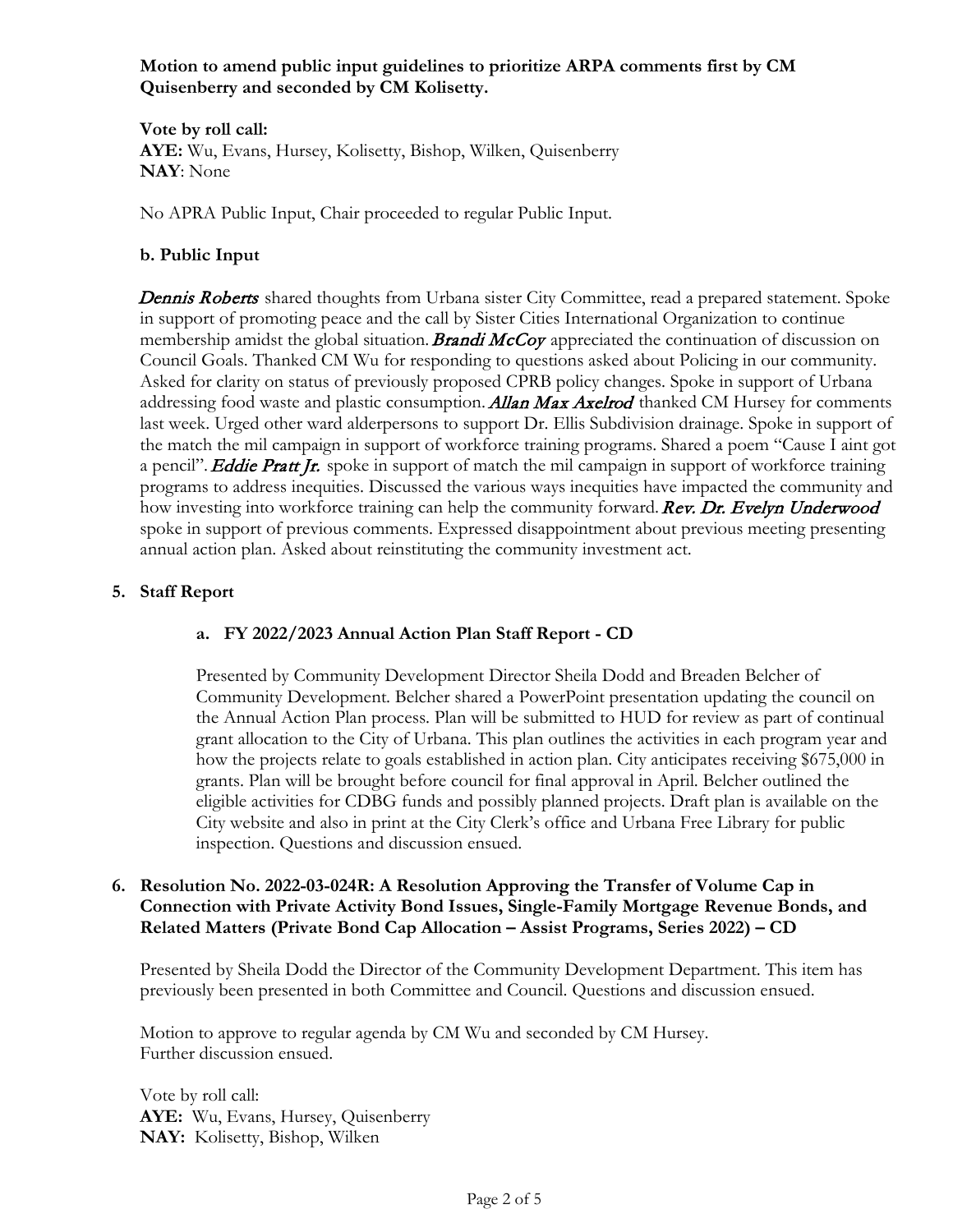**Motion to amend public input guidelines to prioritize ARPA comments first by CM Quisenberry and seconded by CM Kolisetty.**

**Vote by roll call:**
**AYE:** Wu, Evans, Hursey, Kolisetty, Bishop, Wilken, Quisenberry
**NAY**: None

No APRA Public Input, Chair proceeded to regular Public Input.

**b. Public Input**

*Dennis Roberts* shared thoughts from Urbana sister City Committee, read a prepared statement. Spoke in support of promoting peace and the call by Sister Cities International Organization to continue membership amidst the global situation. *Brandi McCoy* appreciated the continuation of discussion on Council Goals. Thanked CM Wu for responding to questions asked about Policing in our community. Asked for clarity on status of previously proposed CPRB policy changes. Spoke in support of Urbana addressing food waste and plastic consumption. *Allan Max Axelrod* thanked CM Hursey for comments last week. Urged other ward alderpersons to support Dr. Ellis Subdivision drainage. Spoke in support of the match the mil campaign in support of workforce training programs. Shared a poem "Cause I aint got a pencil". *Eddie Pratt Jr.* spoke in support of match the mil campaign in support of workforce training programs to address inequities. Discussed the various ways inequities have impacted the community and how investing into workforce training can help the community forward. *Rev. Dr. Evelyn Underwood* spoke in support of previous comments. Expressed disappointment about previous meeting presenting annual action plan. Asked about reinstituting the community investment act.

**5. Staff Report**

**a. FY 2022/2023 Annual Action Plan Staff Report - CD**

Presented by Community Development Director Sheila Dodd and Breaden Belcher of Community Development. Belcher shared a PowerPoint presentation updating the council on the Annual Action Plan process. Plan will be submitted to HUD for review as part of continual grant allocation to the City of Urbana. This plan outlines the activities in each program year and how the projects relate to goals established in action plan. City anticipates receiving $675,000 in grants. Plan will be brought before council for final approval in April. Belcher outlined the eligible activities for CDBG funds and possibly planned projects. Draft plan is available on the City website and also in print at the City Clerk's office and Urbana Free Library for public inspection. Questions and discussion ensued.

**6. Resolution No. 2022-03-024R: A Resolution Approving the Transfer of Volume Cap in Connection with Private Activity Bond Issues, Single-Family Mortgage Revenue Bonds, and Related Matters (Private Bond Cap Allocation – Assist Programs, Series 2022) – CD**

Presented by Sheila Dodd the Director of the Community Development Department. This item has previously been presented in both Committee and Council. Questions and discussion ensued.

Motion to approve to regular agenda by CM Wu and seconded by CM Hursey.
Further discussion ensued.

Vote by roll call:
**AYE:** Wu, Evans, Hursey, Quisenberry
**NAY:** Kolisetty, Bishop, Wilken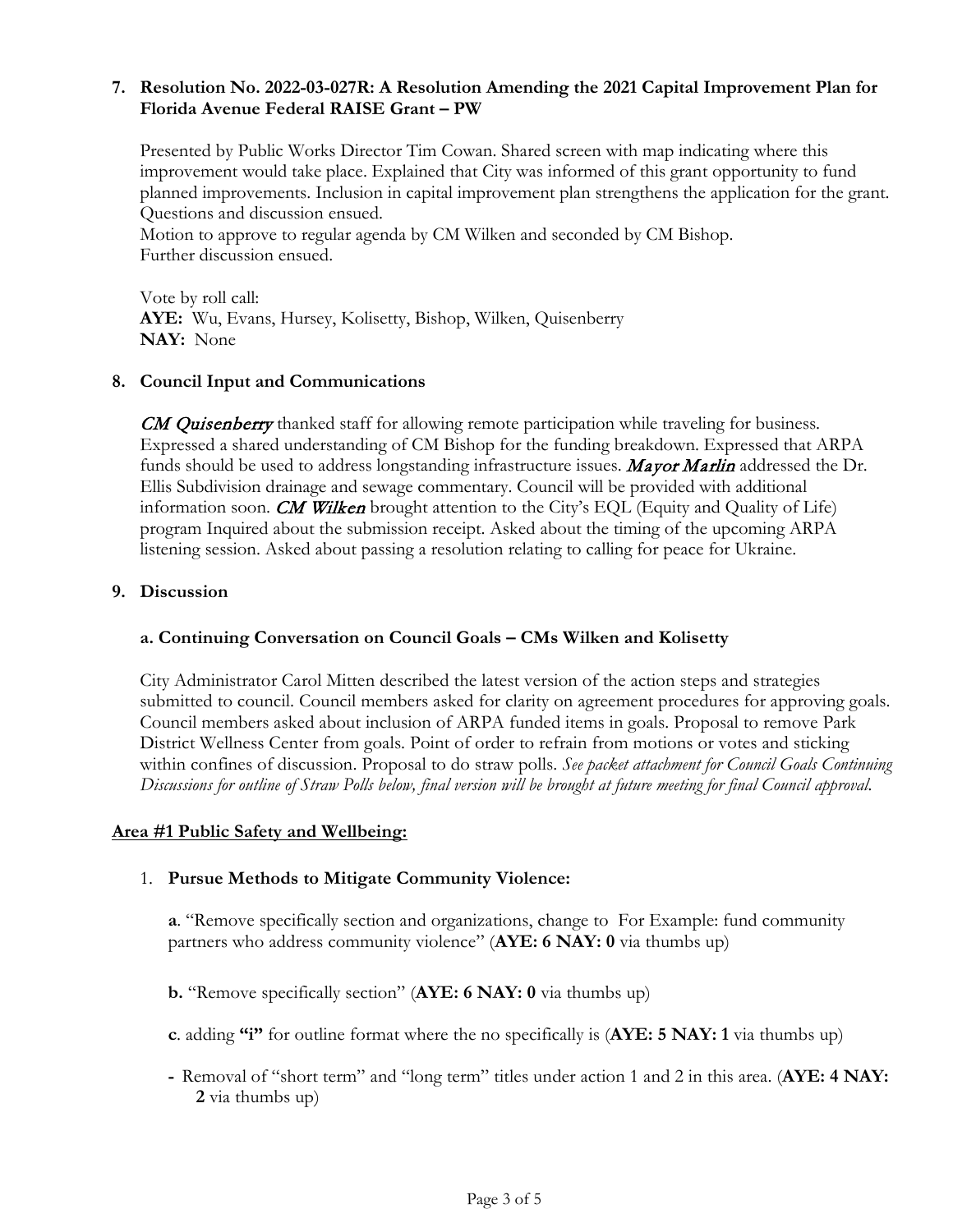**7. Resolution No. 2022-03-027R: A Resolution Amending the 2021 Capital Improvement Plan for Florida Avenue Federal RAISE Grant – PW**

Presented by Public Works Director Tim Cowan. Shared screen with map indicating where this improvement would take place. Explained that City was informed of this grant opportunity to fund planned improvements. Inclusion in capital improvement plan strengthens the application for the grant. Questions and discussion ensued.
Motion to approve to regular agenda by CM Wilken and seconded by CM Bishop.
Further discussion ensued.

Vote by roll call:
**AYE:** Wu, Evans, Hursey, Kolisetty, Bishop, Wilken, Quisenberry
**NAY:** None

**8. Council Input and Communications**

*CM Quisenberry* thanked staff for allowing remote participation while traveling for business. Expressed a shared understanding of CM Bishop for the funding breakdown. Expressed that ARPA funds should be used to address longstanding infrastructure issues. ***Mayor Marlin*** addressed the Dr. Ellis Subdivision drainage and sewage commentary. Council will be provided with additional information soon. *CM Wilken* brought attention to the City's EQL (Equity and Quality of Life) program Inquired about the submission receipt. Asked about the timing of the upcoming ARPA listening session. Asked about passing a resolution relating to calling for peace for Ukraine.

**9. Discussion**

**a. Continuing Conversation on Council Goals – CMs Wilken and Kolisetty**

City Administrator Carol Mitten described the latest version of the action steps and strategies submitted to council. Council members asked for clarity on agreement procedures for approving goals. Council members asked about inclusion of ARPA funded items in goals. Proposal to remove Park District Wellness Center from goals. Point of order to refrain from motions or votes and sticking within confines of discussion. Proposal to do straw polls. *See packet attachment for Council Goals Continuing Discussions for outline of Straw Polls below, final version will be brought at future meeting for final Council approval.*

**Area #1 Public Safety and Wellbeing:**

1. **Pursue Methods to Mitigate Community Violence:**

   **a**. "Remove specifically section and organizations, change to For Example: fund community partners who address community violence" (**AYE: 6 NAY: 0** via thumbs up)

   **b.** "Remove specifically section" (**AYE: 6 NAY: 0** via thumbs up)

   **c**. adding **"i"** for outline format where the no specifically is (**AYE: 5 NAY: 1** via thumbs up)

   - Removal of "short term" and "long term" titles under action 1 and 2 in this area. (**AYE: 4 NAY: 2** via thumbs up)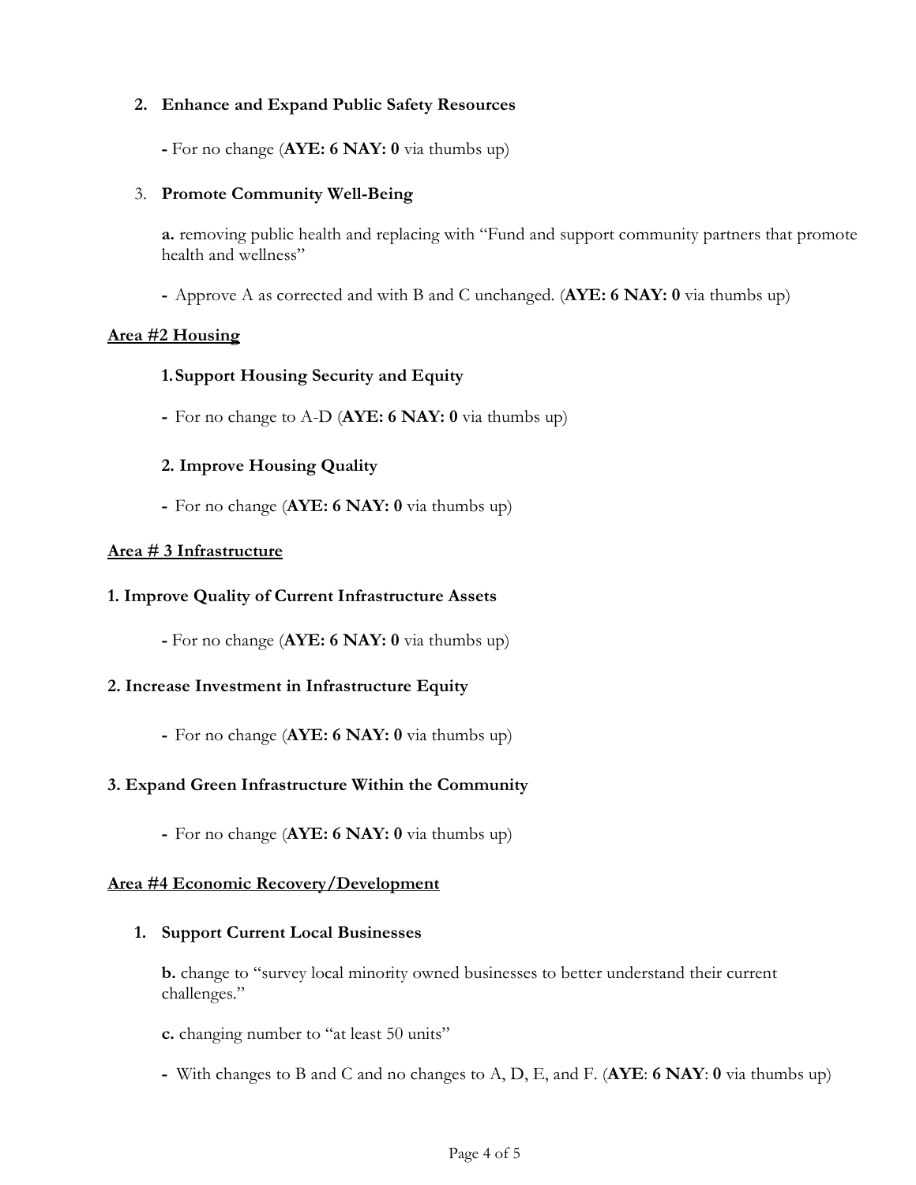2. **Enhance and Expand Public Safety Resources**

   **-** For no change (**AYE: 6 NAY: 0** via thumbs up)

3. **Promote Community Well-Being**

   **a.** removing public health and replacing with "Fund and support community partners that promote health and wellness"

   **-** Approve A as corrected and with B and C unchanged. (**AYE: 6 NAY: 0** via thumbs up)

**Area #2 Housing**

1. **Support Housing Security and Equity**

   **-** For no change to A-D (**AYE: 6 NAY: 0** via thumbs up)

2. **Improve Housing Quality**

   **-** For no change (**AYE: 6 NAY: 0** via thumbs up)

**Area # 3 Infrastructure**

**1. Improve Quality of Current Infrastructure Assets**

**-** For no change (**AYE: 6 NAY: 0** via thumbs up)

**2. Increase Investment in Infrastructure Equity**

**-** For no change (**AYE: 6 NAY: 0** via thumbs up)

**3. Expand Green Infrastructure Within the Community**

**-** For no change (**AYE: 6 NAY: 0** via thumbs up)

**Area #4 Economic Recovery/Development**

1. **Support Current Local Businesses**

   **b.** change to "survey local minority owned businesses to better understand their current challenges."

   **c.** changing number to "at least 50 units"

   **-** With changes to B and C and no changes to A, D, E, and F. (**AYE**: **6 NAY**: **0** via thumbs up)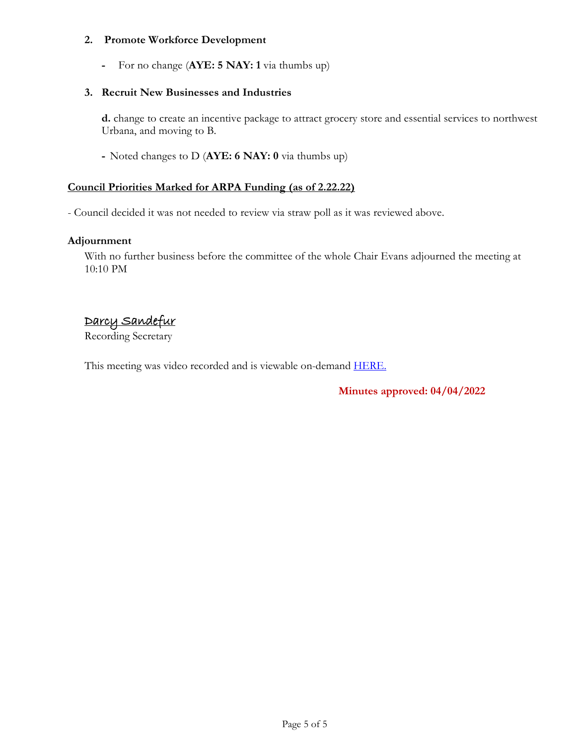**2. Promote Workforce Development**

- For no change (**AYE: 5 NAY: 1** via thumbs up)

**3. Recruit New Businesses and Industries**

**d.** change to create an incentive package to attract grocery store and essential services to northwest Urbana, and moving to B.

- Noted changes to D (**AYE: 6 NAY: 0** via thumbs up)

**Council Priorities Marked for ARPA Funding (as of 2.22.22)**

- Council decided it was not needed to review via straw poll as it was reviewed above.

**Adjournment**

With no further business before the committee of the whole Chair Evans adjourned the meeting at 10:10 PM

Darcy Sandefur
Recording Secretary

This meeting was video recorded and is viewable on-demand HERE.

**Minutes approved: 04/04/2022**